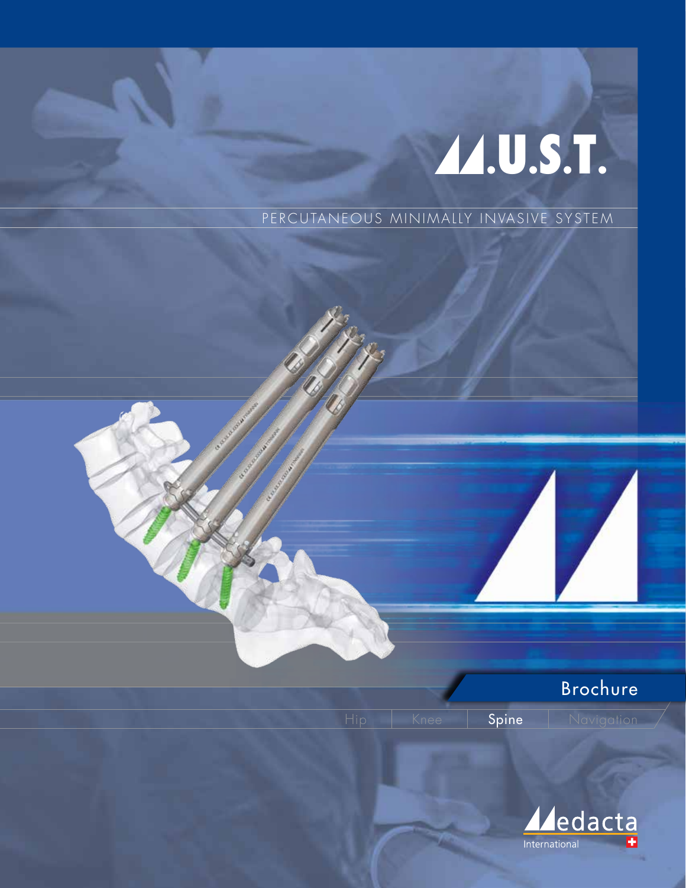# M.U.S.T.

PERCUTANEOUS MINIMALLY INVASIVE SYSTEM

Brochure

Hip | Knee | Spine | Navigation

Medacta International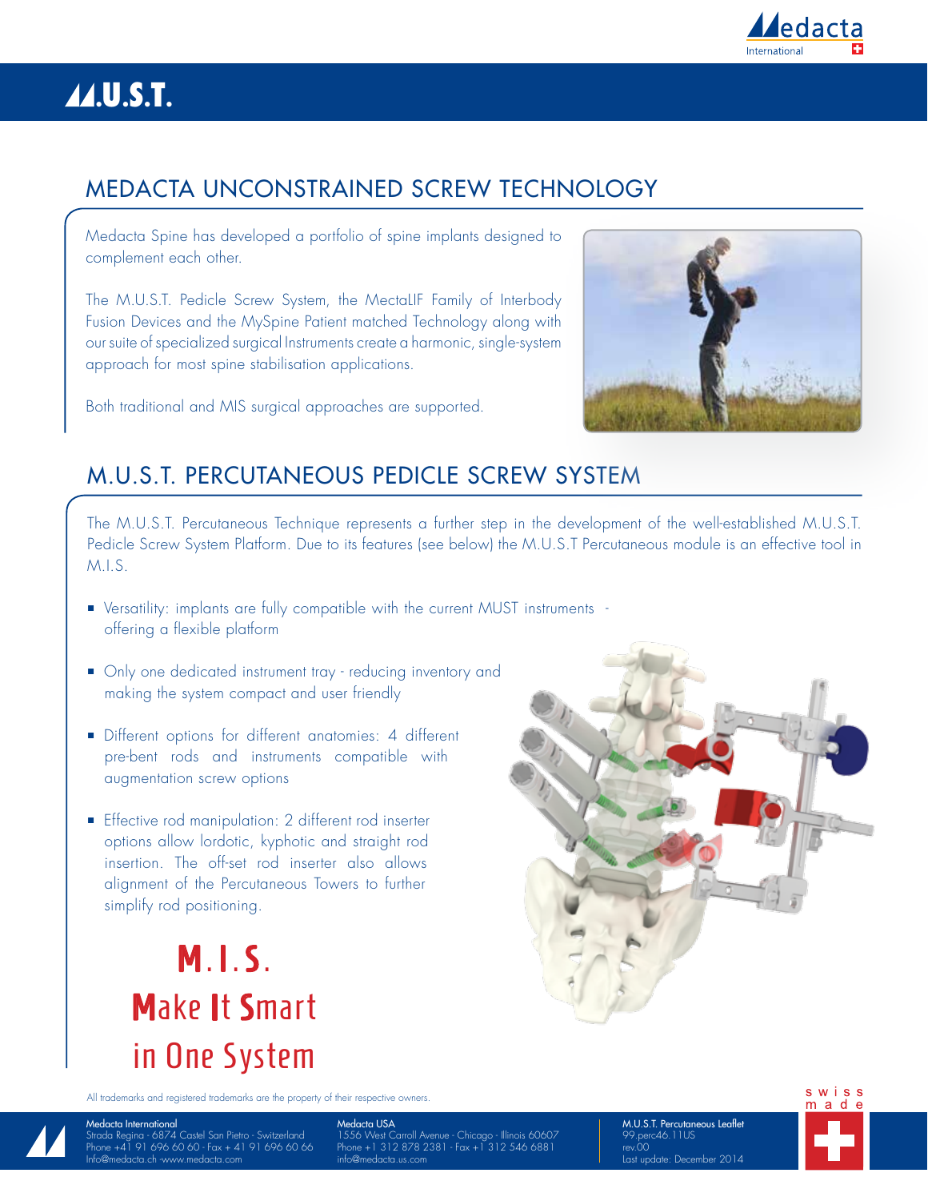# M.U.S.T.

## MEDACTA UNCONSTRAINED SCREW TECHNOLOGY

Medacta Spine has developed a portfolio of spine implants designed to complement each other.

The M.U.S.T. Pedicle Screw System, the MectaLIF Family of Interbody Fusion Devices and the MySpine Patient matched Technology along with our suite of specialized surgical Instruments create a harmonic, single-system approach for most spine stabilisation applications.

Both traditional and MIS surgical approaches are supported.

## M.U.S.T. PERCUTANEOUS PEDICLE SCREW SYSTEM

The M.U.S.T. Percutaneous Technique represents a further step in the development of the well-established M.U.S.T. Pedicle Screw System Platform. Due to its features (see below) the M.U.S.T Percutaneous module is an effective tool in M.I.S.

- Versatility: implants are fully compatible with the current MUST instruments - offering a flexible platform
- Only one dedicated instrument tray - reducing inventory and making the system compact and user friendly
- Different options for different anatomies: 4 different pre-bent rods and instruments compatible with augmentation screw options
- Effective rod manipulation: 2 different rod inserter options allow lordotic, kyphotic and straight rod insertion. The off-set rod inserter also allows alignment of the Percutaneous Towers to further simplify rod positioning.

**M.I.S.**
**Make It Smart**
**in One System**

All trademarks and registered trademarks are the property of their respective owners.

Medacta International
Strada Regina - 6874 Castel San Pietro - Switzerland
Phone +41 91 696 60 60 - Fax + 41 91 696 60 66
Info@medacta.ch -www.medacta.com

Medacta USA
1556 West Carroll Avenue - Chicago - Illinois 60607
Phone +1 312 878 2381 - Fax +1 312 546 6881
info@medacta.us.com

M.U.S.T. Percutaneous Leaflet
99.perc46.11US
rev.00
Last update: December 2014

swiss made